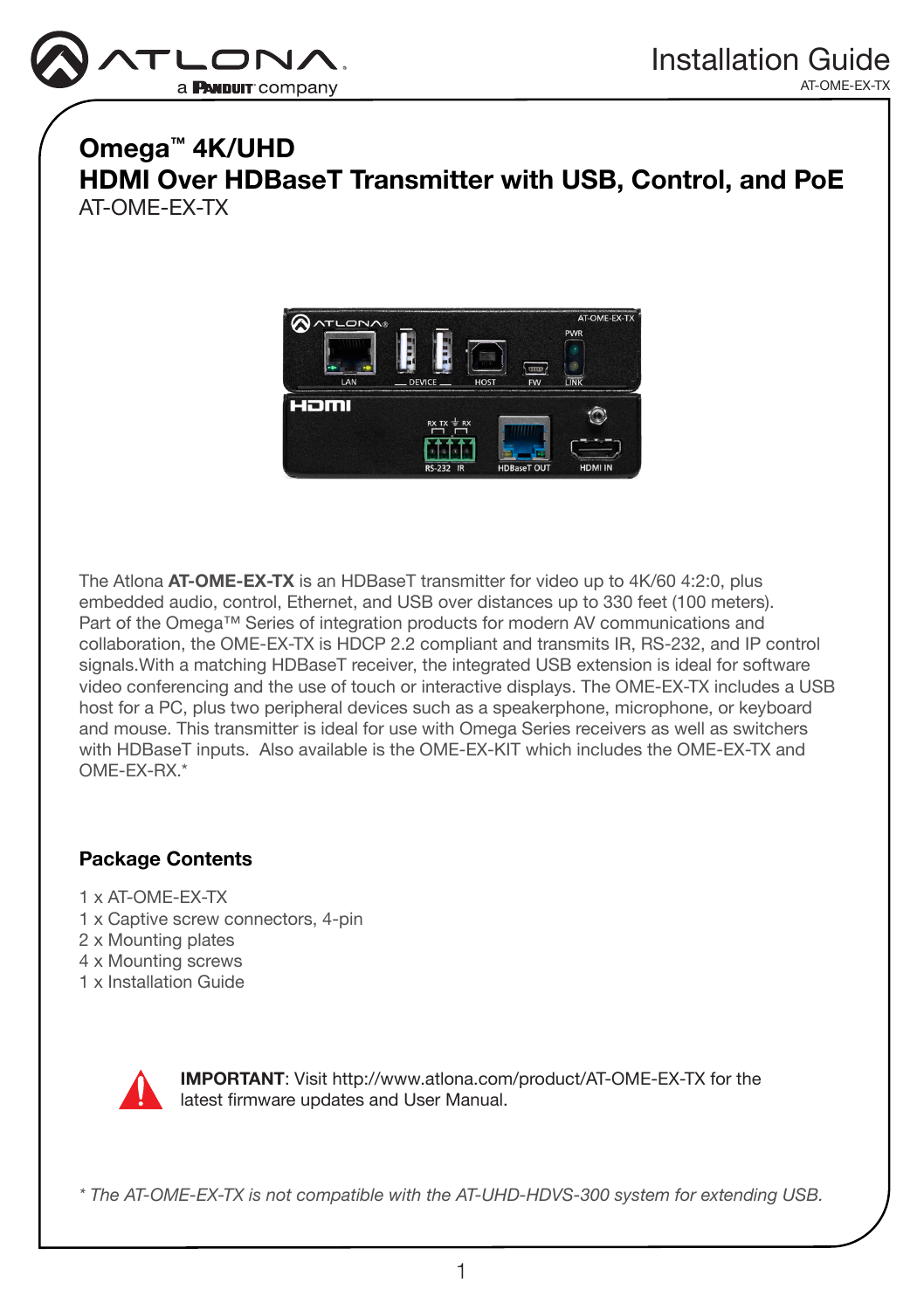# Omega™ 4K/UHD

# HDMI Over HDBaseT Transmitter with USB, Control, and PoE

AT-OME-EX-TX

The Atlona **AT-OME-EX-TX** is an HDBaseT transmitter for video up to 4K/60 4:2:0, plus embedded audio, control, Ethernet, and USB over distances up to 330 feet (100 meters). Part of the Omega™ Series of integration products for modern AV communications and collaboration, the OME-EX-TX is HDCP 2.2 compliant and transmits IR, RS-232, and IP control signals.With a matching HDBaseT receiver, the integrated USB extension is ideal for software video conferencing and the use of touch or interactive displays. The OME-EX-TX includes a USB host for a PC, plus two peripheral devices such as a speakerphone, microphone, or keyboard and mouse. This transmitter is ideal for use with Omega Series receivers as well as switchers with HDBaseT inputs. Also available is the OME-EX-KIT which includes the OME-EX-TX and OME-EX-RX.*

## Package Contents

1 x AT-OME-EX-TX
1 x Captive screw connectors, 4-pin
2 x Mounting plates
4 x Mounting screws
1 x Installation Guide

**IMPORTANT**: Visit http://www.atlona.com/product/AT-OME-EX-TX for the latest firmware updates and User Manual.

*\* The AT-OME-EX-TX is not compatible with the AT-UHD-HDVS-300 system for extending USB.*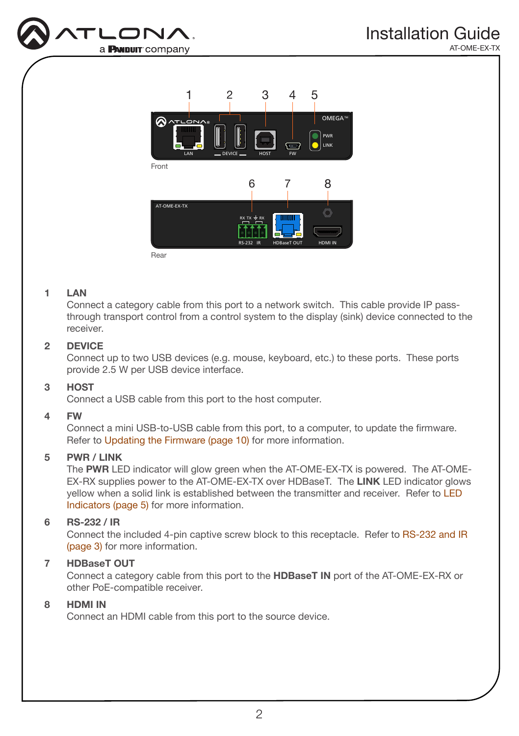Front

Rear

1 **LAN**
Connect a category cable from this port to a network switch. This cable provide IP pass-through transport control from a control system to the display (sink) device connected to the receiver.

2 **DEVICE**
Connect up to two USB devices (e.g. mouse, keyboard, etc.) to these ports. These ports provide 2.5 W per USB device interface.

3 **HOST**
Connect a USB cable from this port to the host computer.

4 **FW**
Connect a mini USB-to-USB cable from this port, to a computer, to update the firmware. Refer to Updating the Firmware (page 10) for more information.

5 **PWR / LINK**
The **PWR** LED indicator will glow green when the AT-OME-EX-TX is powered. The AT-OME-EX-RX supplies power to the AT-OME-EX-TX over HDBaseT. The **LINK** LED indicator glows yellow when a solid link is established between the transmitter and receiver. Refer to LED Indicators (page 5) for more information.

6 **RS-232 / IR**
Connect the included 4-pin captive screw block to this receptacle. Refer to RS-232 and IR (page 3) for more information.

7 **HDBaseT OUT**
Connect a category cable from this port to the **HDBaseT IN** port of the AT-OME-EX-RX or other PoE-compatible receiver.

8 **HDMI IN**
Connect an HDMI cable from this port to the source device.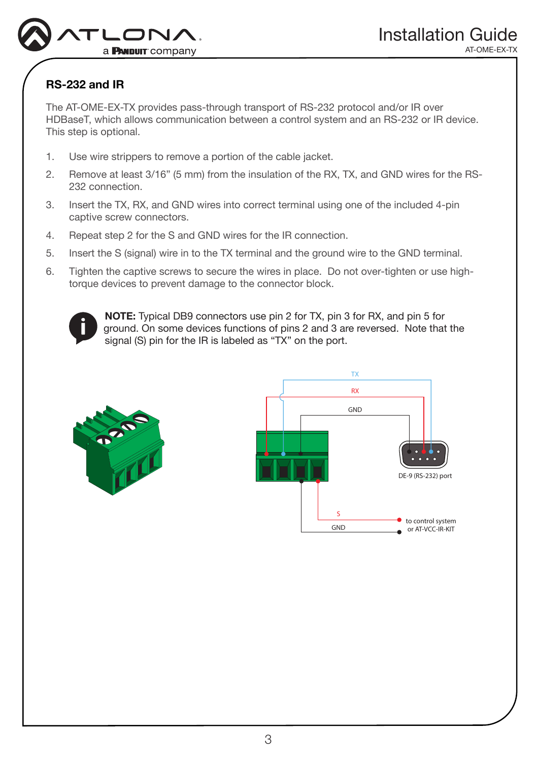## RS-232 and IR

The AT-OME-EX-TX provides pass-through transport of RS-232 protocol and/or IR over HDBaseT, which allows communication between a control system and an RS-232 or IR device. This step is optional.

1. Use wire strippers to remove a portion of the cable jacket.
2. Remove at least 3/16" (5 mm) from the insulation of the RX, TX, and GND wires for the RS-232 connection.
3. Insert the TX, RX, and GND wires into correct terminal using one of the included 4-pin captive screw connectors.
4. Repeat step 2 for the S and GND wires for the IR connection.
5. Insert the S (signal) wire in to the TX terminal and the ground wire to the GND terminal.
6. Tighten the captive screws to secure the wires in place. Do not over-tighten or use high-torque devices to prevent damage to the connector block.

**NOTE:** Typical DB9 connectors use pin 2 for TX, pin 3 for RX, and pin 5 for ground. On some devices functions of pins 2 and 3 are reversed. Note that the signal (S) pin for the IR is labeled as "TX" on the port.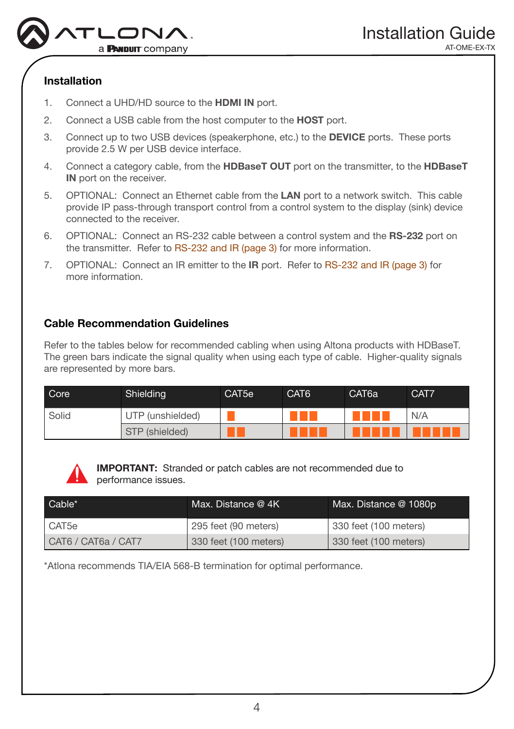## Installation

1. Connect a UHD/HD source to the **HDMI IN** port.
2. Connect a USB cable from the host computer to the **HOST** port.
3. Connect up to two USB devices (speakerphone, etc.) to the **DEVICE** ports. These ports provide 2.5 W per USB device interface.
4. Connect a category cable, from the **HDBaseT OUT** port on the transmitter, to the **HDBaseT IN** port on the receiver.
5. OPTIONAL: Connect an Ethernet cable from the **LAN** port to a network switch. This cable provide IP pass-through transport control from a control system to the display (sink) device connected to the receiver.
6. OPTIONAL: Connect an RS-232 cable between a control system and the **RS-232** port on the transmitter. Refer to RS-232 and IR (page 3) for more information.
7. OPTIONAL: Connect an IR emitter to the **IR** port. Refer to RS-232 and IR (page 3) for more information.

## Cable Recommendation Guidelines

Refer to the tables below for recommended cabling when using Altona products with HDBaseT. The green bars indicate the signal quality when using each type of cable. Higher-quality signals are represented by more bars.

| Core | Shielding | CAT5e | CAT6 | CAT6a | CAT7 |
|---|---|---|---|---|---|
| Solid | UTP (unshielded) | ■ | ■■■ | ■■■■ | N/A |
| | STP (shielded) | ■■ | ■■■■ | ■■■■■ | ■■■■■ |

**IMPORTANT:** Stranded or patch cables are not recommended due to performance issues.

| Cable* | Max. Distance @ 4K | Max. Distance @ 1080p |
|---|---|---|
| CAT5e | 295 feet (90 meters) | 330 feet (100 meters) |
| CAT6 / CAT6a / CAT7 | 330 feet (100 meters) | 330 feet (100 meters) |

*Atlona recommends TIA/EIA 568-B termination for optimal performance.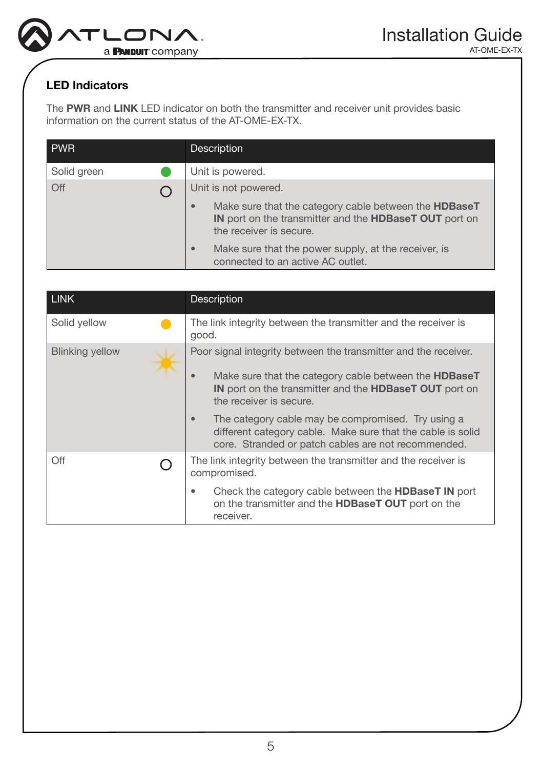## LED Indicators

The **PWR** and **LINK** LED indicator on both the transmitter and receiver unit provides basic information on the current status of the AT-OME-EX-TX.

| PWR | Description |
|---|---|
| Solid green | Unit is powered. |
| Off | Unit is not powered.<br>• Make sure that the category cable between the **HDBaseT IN** port on the transmitter and the **HDBaseT OUT** port on the receiver is secure.<br>• Make sure that the power supply, at the receiver, is connected to an active AC outlet. |

| LINK | Description |
|---|---|
| Solid yellow | The link integrity between the transmitter and the receiver is good. |
| Blinking yellow | Poor signal integrity between the transmitter and the receiver.<br>• Make sure that the category cable between the **HDBaseT IN** port on the transmitter and the **HDBaseT OUT** port on the receiver is secure.<br>• The category cable may be compromised. Try using a different category cable. Make sure that the cable is solid core. Stranded or patch cables are not recommended. |
| Off | The link integrity between the transmitter and the receiver is compromised.<br>• Check the category cable between the **HDBaseT IN** port on the transmitter and the **HDBaseT OUT** port on the receiver. |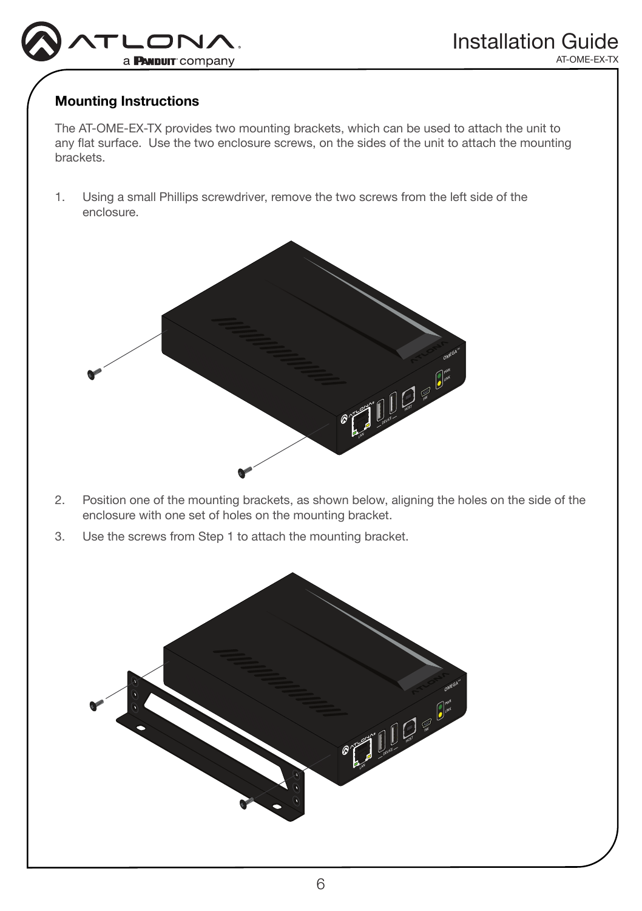## Mounting Instructions

The AT-OME-EX-TX provides two mounting brackets, which can be used to attach the unit to any flat surface. Use the two enclosure screws, on the sides of the unit to attach the mounting brackets.

1. Using a small Phillips screwdriver, remove the two screws from the left side of the enclosure.

2. Position one of the mounting brackets, as shown below, aligning the holes on the side of the enclosure with one set of holes on the mounting bracket.
3. Use the screws from Step 1 to attach the mounting bracket.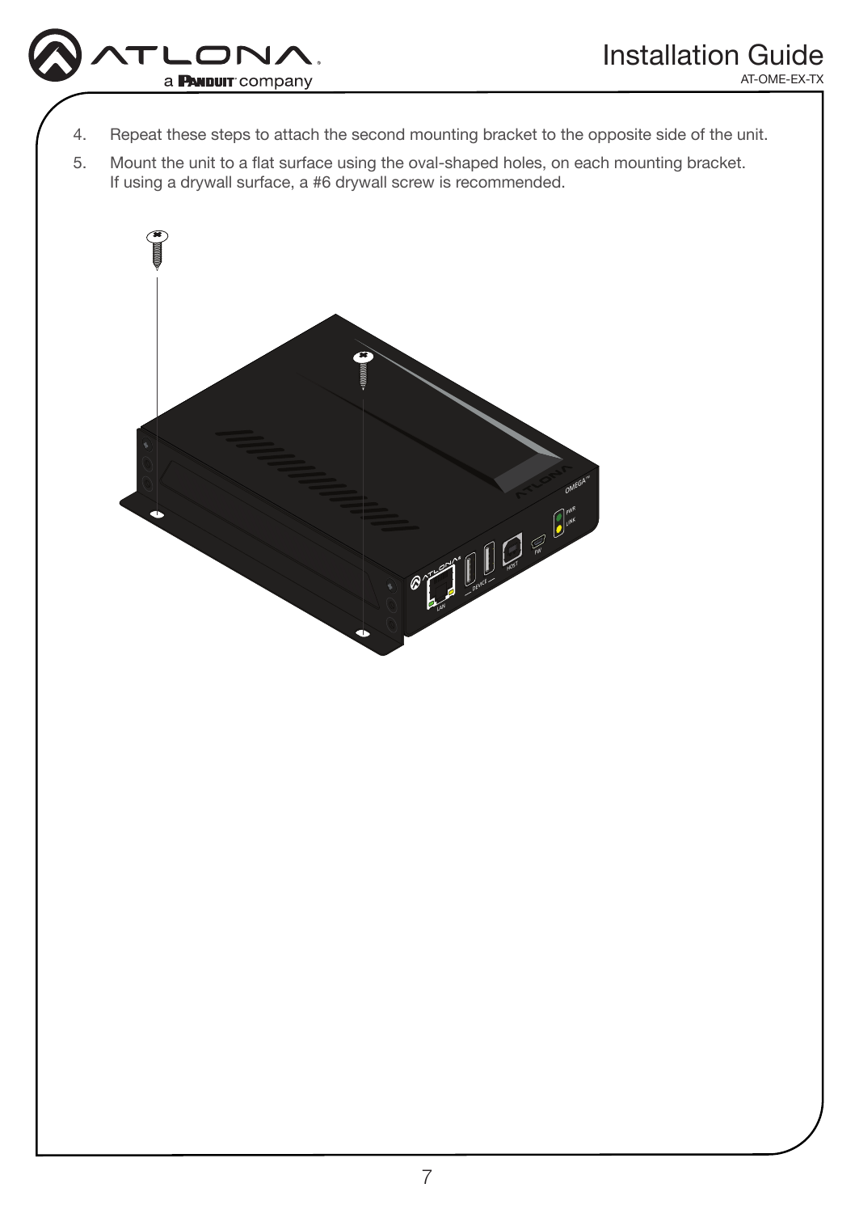4. Repeat these steps to attach the second mounting bracket to the opposite side of the unit.
5. Mount the unit to a flat surface using the oval-shaped holes, on each mounting bracket. If using a drywall surface, a #6 drywall screw is recommended.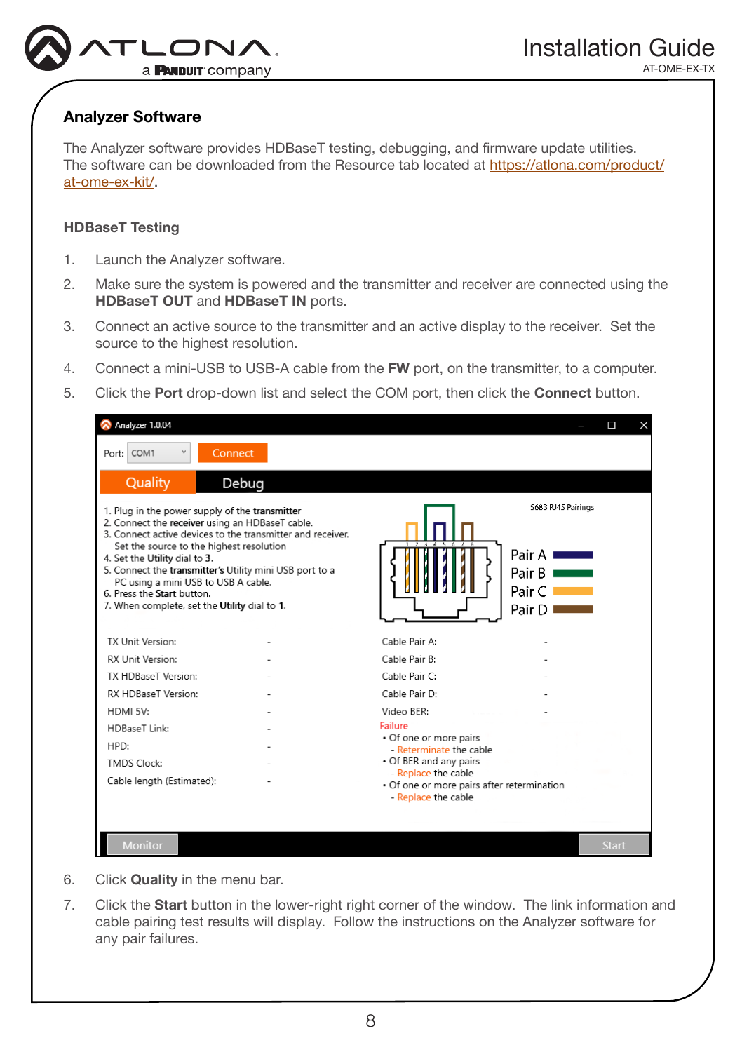## Analyzer Software

The Analyzer software provides HDBaseT testing, debugging, and firmware update utilities. The software can be downloaded from the Resource tab located at https://atlona.com/product/at-ome-ex-kit/.

### HDBaseT Testing

1. Launch the Analyzer software.
2. Make sure the system is powered and the transmitter and receiver are connected using the **HDBaseT OUT** and **HDBaseT IN** ports.
3. Connect an active source to the transmitter and an active display to the receiver. Set the source to the highest resolution.
4. Connect a mini-USB to USB-A cable from the **FW** port, on the transmitter, to a computer.
5. Click the **Port** drop-down list and select the COM port, then click the **Connect** button.

6. Click **Quality** in the menu bar.
7. Click the **Start** button in the lower-right right corner of the window. The link information and cable pairing test results will display. Follow the instructions on the Analyzer software for any pair failures.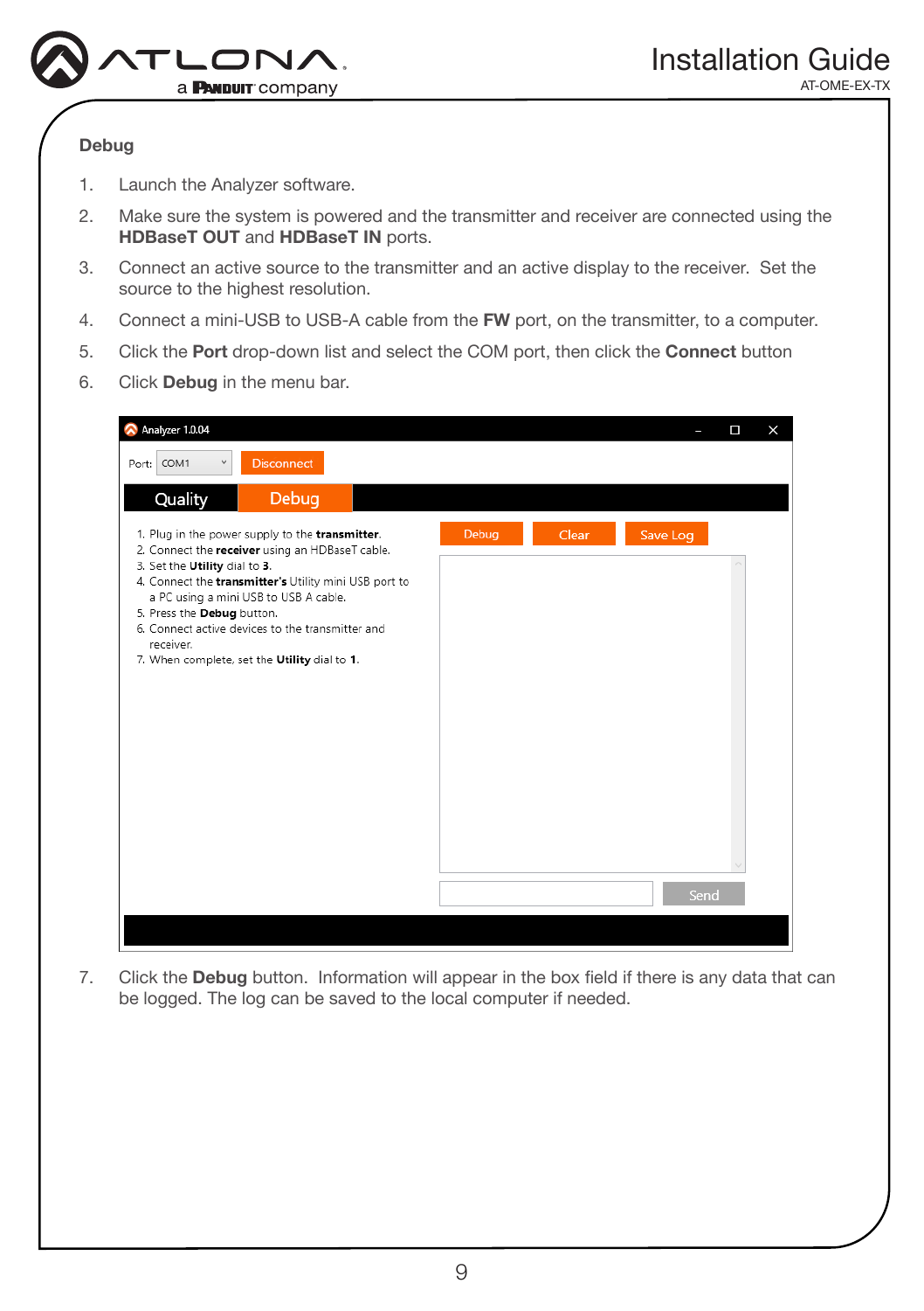## Debug

1. Launch the Analyzer software.
2. Make sure the system is powered and the transmitter and receiver are connected using the **HDBaseT OUT** and **HDBaseT IN** ports.
3. Connect an active source to the transmitter and an active display to the receiver. Set the source to the highest resolution.
4. Connect a mini-USB to USB-A cable from the **FW** port, on the transmitter, to a computer.
5. Click the **Port** drop-down list and select the COM port, then click the **Connect** button
6. Click **Debug** in the menu bar.

Analyzer 1.0.04

Port: COM1 Disconnect

Quality Debug

1. Plug in the power supply to the **transmitter**.
2. Connect the **receiver** using an HDBaseT cable.
3. Set the **Utility** dial to **3**.
4. Connect the **transmitter's** Utility mini USB port to a PC using a mini USB to USB A cable.
5. Press the **Debug** button.
6. Connect active devices to the transmitter and receiver.
7. When complete, set the **Utility** dial to **1**.

Debug Clear Save Log

Send

7. Click the **Debug** button. Information will appear in the box field if there is any data that can be logged. The log can be saved to the local computer if needed.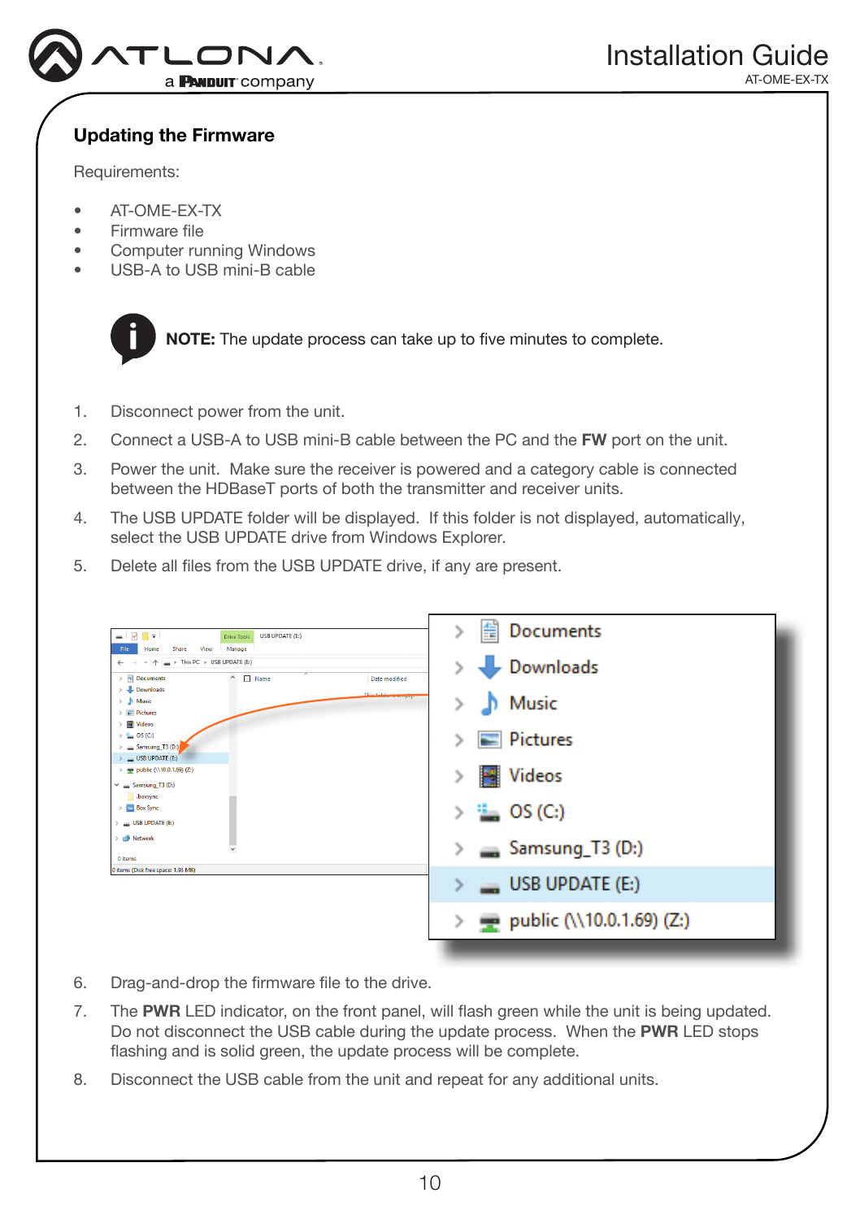## Updating the Firmware

Requirements:

- AT-OME-EX-TX
- Firmware file
- Computer running Windows
- USB-A to USB mini-B cable

**NOTE:** The update process can take up to five minutes to complete.

1. Disconnect power from the unit.
2. Connect a USB-A to USB mini-B cable between the PC and the **FW** port on the unit.
3. Power the unit. Make sure the receiver is powered and a category cable is connected between the HDBaseT ports of both the transmitter and receiver units.
4. The USB UPDATE folder will be displayed. If this folder is not displayed, automatically, select the USB UPDATE drive from Windows Explorer.
5. Delete all files from the USB UPDATE drive, if any are present.
6. Drag-and-drop the firmware file to the drive.
7. The **PWR** LED indicator, on the front panel, will flash green while the unit is being updated. Do not disconnect the USB cable during the update process. When the **PWR** LED stops flashing and is solid green, the update process will be complete.
8. Disconnect the USB cable from the unit and repeat for any additional units.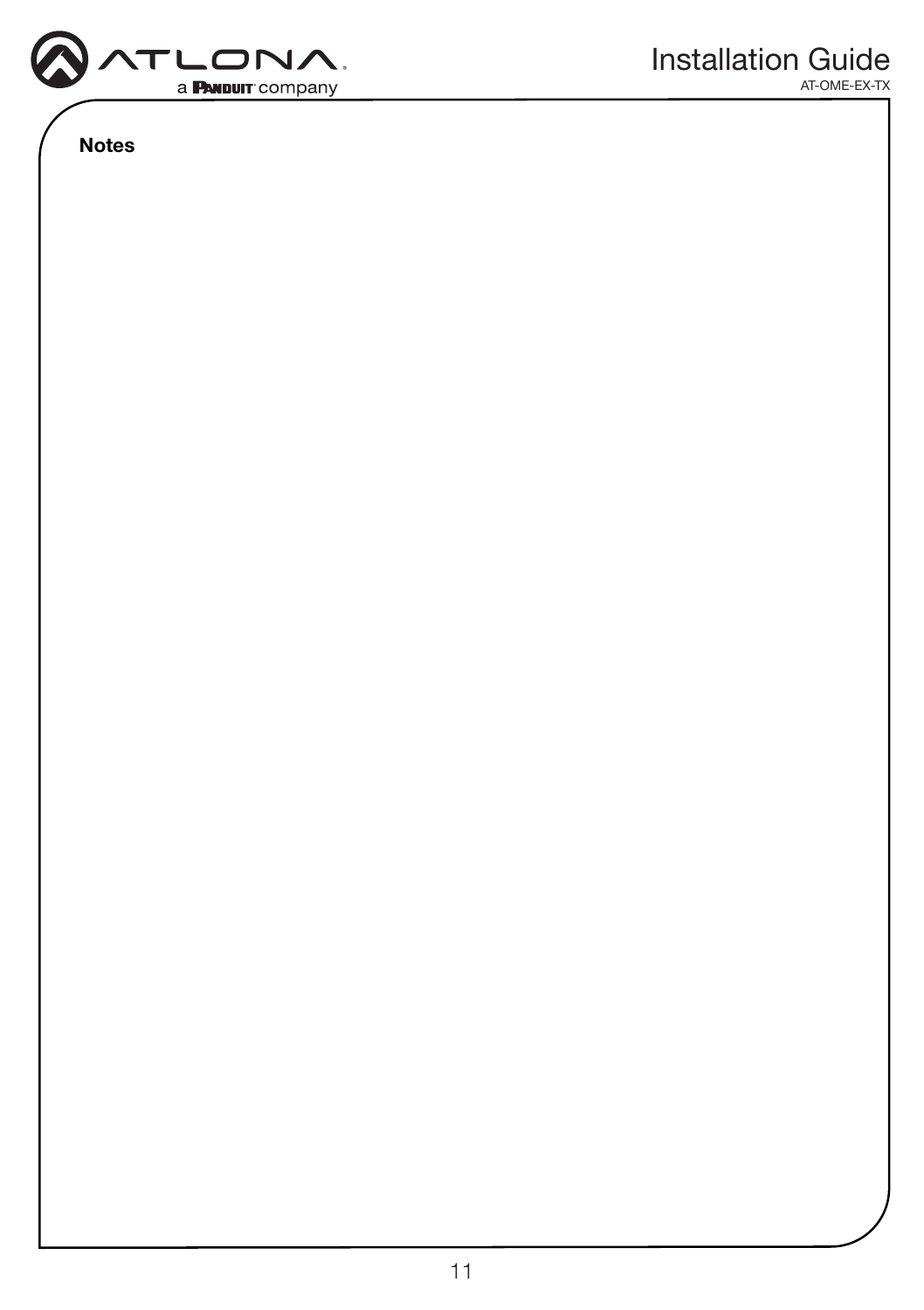## Notes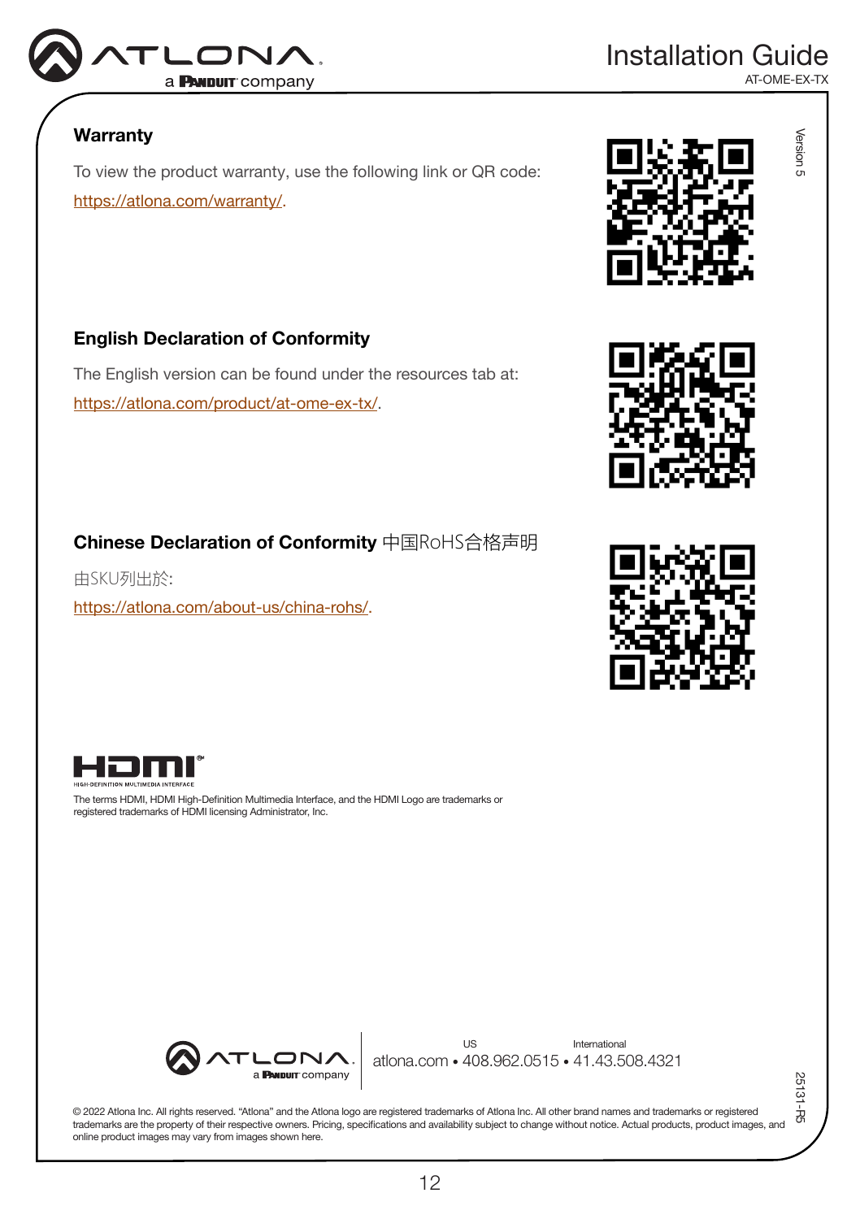## Warranty

To view the product warranty, use the following link or QR code:

https://atlona.com/warranty/.

## English Declaration of Conformity

The English version can be found under the resources tab at:

https://atlona.com/product/at-ome-ex-tx/.

## Chinese Declaration of Conformity 中国RoHS合格声明

由SKU列出於:

https://atlona.com/about-us/china-rohs/.

The terms HDMI, HDMI High-Definition Multimedia Interface, and the HDMI Logo are trademarks or registered trademarks of HDMI licensing Administrator, Inc.

atlona.com • US 408.962.0515 • International 41.43.508.4321

© 2022 Atlona Inc. All rights reserved. "Atlona" and the Atlona logo are registered trademarks of Atlona Inc. All other brand names and trademarks or registered trademarks are the property of their respective owners. Pricing, specifications and availability subject to change without notice. Actual products, product images, and online product images may vary from images shown here.

25131-R5